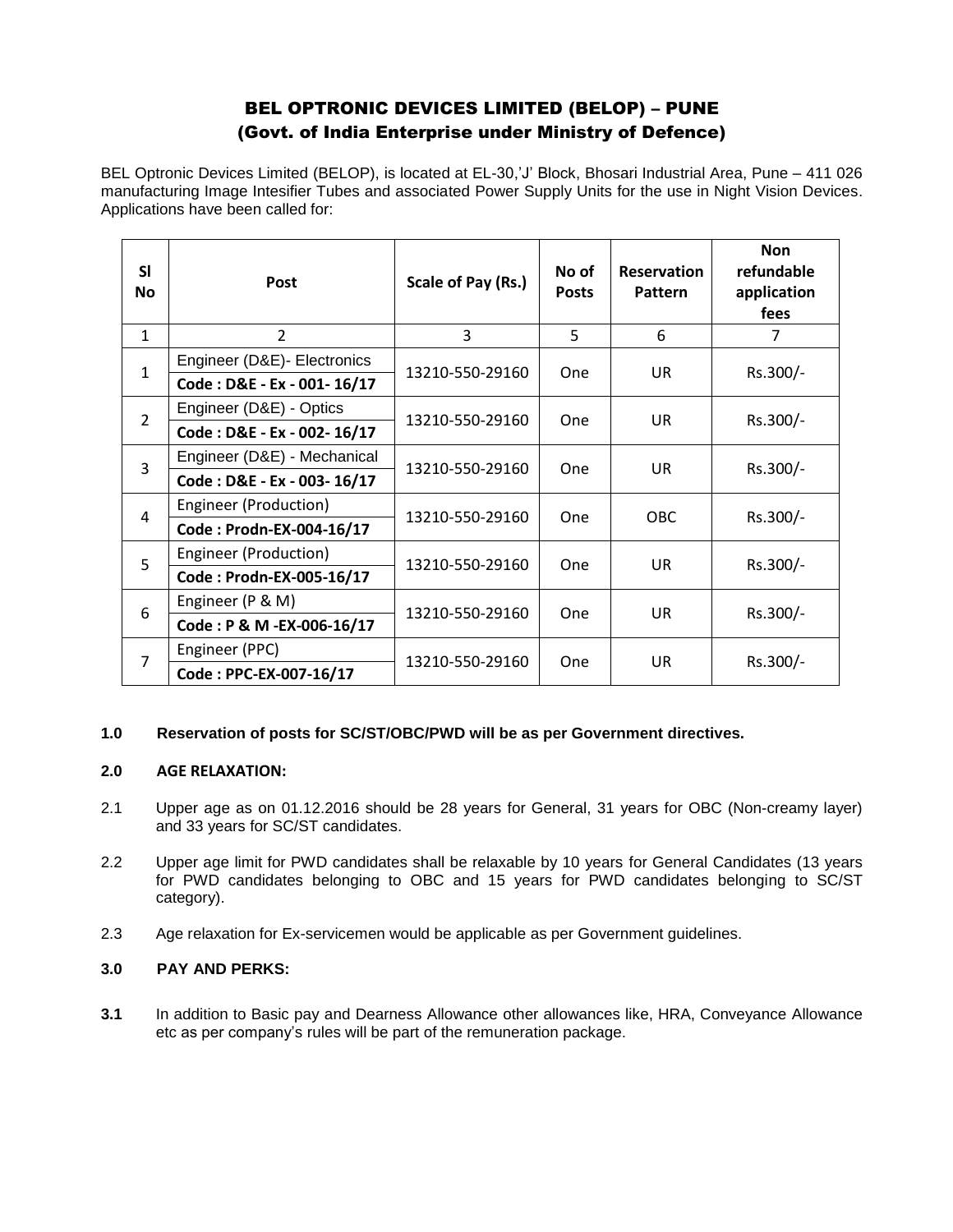# BEL OPTRONIC DEVICES LIMITED (BELOP) – PUNE

## (Govt. of India Enterprise under Ministry of Defence)

BEL Optronic Devices Limited (BELOP), is located at EL-30,'J' Block, Bhosari Industrial Area, Pune – 411 026 manufacturing Image Intesifier Tubes and associated Power Supply Units for the use in Night Vision Devices. Applications have been called for:

| Sl No | Post | Scale of Pay (Rs.) | No of Posts | Reservation Pattern | Non refundable application fees |
|---|---|---|---|---|---|
| 1 | 2 | 3 | 5 | 6 | 7 |
| 1 | Engineer (D&E)- Electronics<br>**Code : D&E - Ex - 001- 16/17** | 13210-550-29160 | One | UR | Rs.300/- |
| 2 | Engineer (D&E) - Optics<br>**Code : D&E - Ex - 002- 16/17** | 13210-550-29160 | One | UR | Rs.300/- |
| 3 | Engineer (D&E) - Mechanical<br>**Code : D&E - Ex - 003- 16/17** | 13210-550-29160 | One | UR | Rs.300/- |
| 4 | Engineer (Production)<br>**Code : Prodn-EX-004-16/17** | 13210-550-29160 | One | OBC | Rs.300/- |
| 5 | Engineer (Production)<br>**Code : Prodn-EX-005-16/17** | 13210-550-29160 | One | UR | Rs.300/- |
| 6 | Engineer (P & M)<br>**Code : P & M -EX-006-16/17** | 13210-550-29160 | One | UR | Rs.300/- |
| 7 | Engineer (PPC)<br>**Code : PPC-EX-007-16/17** | 13210-550-29160 | One | UR | Rs.300/- |

**1.0 Reservation of posts for SC/ST/OBC/PWD will be as per Government directives.**

**2.0 AGE RELAXATION:**

2.1 Upper age as on 01.12.2016 should be 28 years for General, 31 years for OBC (Non-creamy layer) and 33 years for SC/ST candidates.

2.2 Upper age limit for PWD candidates shall be relaxable by 10 years for General Candidates (13 years for PWD candidates belonging to OBC and 15 years for PWD candidates belonging to SC/ST category).

2.3 Age relaxation for Ex-servicemen would be applicable as per Government guidelines.

**3.0 PAY AND PERKS:**

**3.1** In addition to Basic pay and Dearness Allowance other allowances like, HRA, Conveyance Allowance etc as per company's rules will be part of the remuneration package.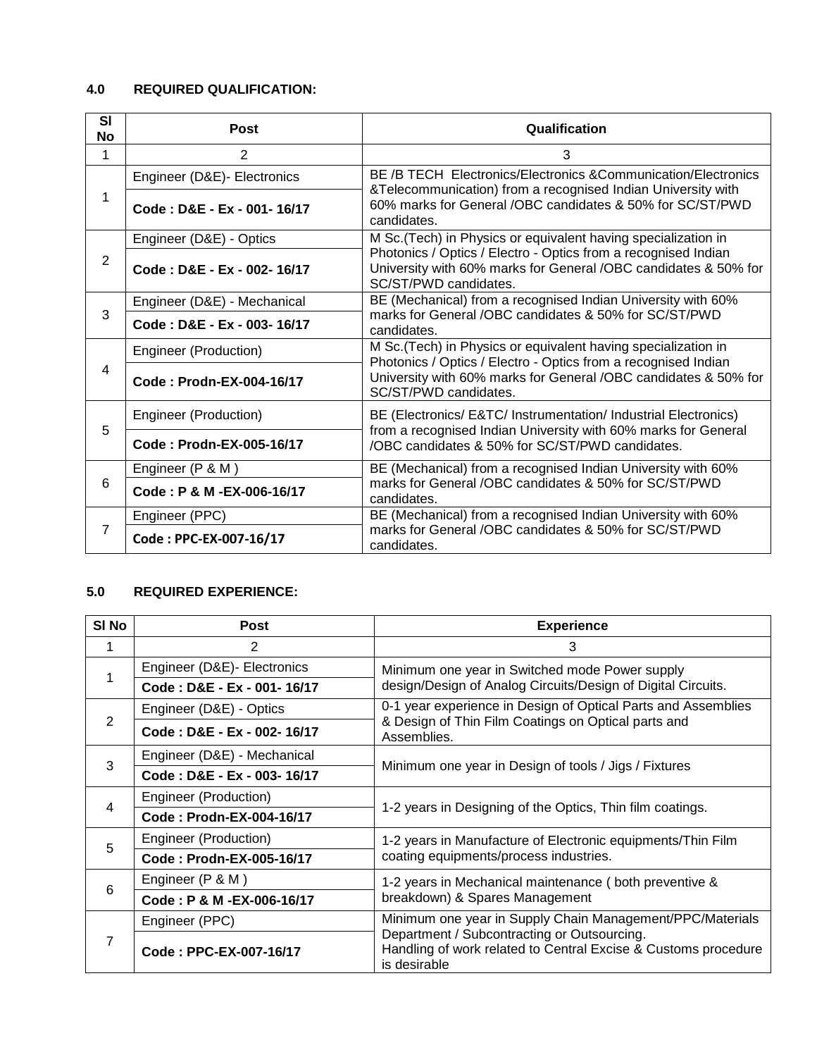### 4.0 REQUIRED QUALIFICATION:

| Sl No | Post | Qualification |
|---|---|---|
| 1 | 2 | 3 |
| 1 | Engineer (D&E)- Electronics<br>**Code : D&E - Ex - 001- 16/17** | BE /B TECH Electronics/Electronics &Communication/Electronics &Telecommunication) from a recognised Indian University with 60% marks for General /OBC candidates & 50% for SC/ST/PWD candidates. |
| 2 | Engineer (D&E) - Optics<br>**Code : D&E - Ex - 002- 16/17** | M Sc.(Tech) in Physics or equivalent having specialization in Photonics / Optics / Electro - Optics from a recognised Indian University with 60% marks for General /OBC candidates & 50% for SC/ST/PWD candidates. |
| 3 | Engineer (D&E) - Mechanical<br>**Code : D&E - Ex - 003- 16/17** | BE (Mechanical) from a recognised Indian University with 60% marks for General /OBC candidates & 50% for SC/ST/PWD candidates. |
| 4 | Engineer (Production)<br>**Code : Prodn-EX-004-16/17** | M Sc.(Tech) in Physics or equivalent having specialization in Photonics / Optics / Electro - Optics from a recognised Indian University with 60% marks for General /OBC candidates & 50% for SC/ST/PWD candidates. |
| 5 | Engineer (Production)<br>**Code : Prodn-EX-005-16/17** | BE (Electronics/ E&TC/ Instrumentation/ Industrial Electronics) from a recognised Indian University with 60% marks for General /OBC candidates & 50% for SC/ST/PWD candidates. |
| 6 | Engineer (P & M )<br>**Code : P & M -EX-006-16/17** | BE (Mechanical) from a recognised Indian University with 60% marks for General /OBC candidates & 50% for SC/ST/PWD candidates. |
| 7 | Engineer (PPC)<br>**Code : PPC-EX-007-16/17** | BE (Mechanical) from a recognised Indian University with 60% marks for General /OBC candidates & 50% for SC/ST/PWD candidates. |

### 5.0 REQUIRED EXPERIENCE:

| Sl No | Post | Experience |
|---|---|---|
| 1 | 2 | 3 |
| 1 | Engineer (D&E)- Electronics<br>**Code : D&E - Ex - 001- 16/17** | Minimum one year in Switched mode Power supply design/Design of Analog Circuits/Design of Digital Circuits. |
| 2 | Engineer (D&E) - Optics<br>**Code : D&E - Ex - 002- 16/17** | 0-1 year experience in Design of Optical Parts and Assemblies & Design of Thin Film Coatings on Optical parts and Assemblies. |
| 3 | Engineer (D&E) - Mechanical<br>**Code : D&E - Ex - 003- 16/17** | Minimum one year in Design of tools / Jigs / Fixtures |
| 4 | Engineer (Production)<br>**Code : Prodn-EX-004-16/17** | 1-2 years in Designing of the Optics, Thin film coatings. |
| 5 | Engineer (Production)<br>**Code : Prodn-EX-005-16/17** | 1-2 years in Manufacture of Electronic equipments/Thin Film coating equipments/process industries. |
| 6 | Engineer (P & M )<br>**Code : P & M -EX-006-16/17** | 1-2 years in Mechanical maintenance ( both preventive & breakdown) & Spares Management |
| 7 | Engineer (PPC)<br>**Code : PPC-EX-007-16/17** | Minimum one year in Supply Chain Management/PPC/Materials Department / Subcontracting or Outsourcing.<br>Handling of work related to Central Excise & Customs procedure is desirable |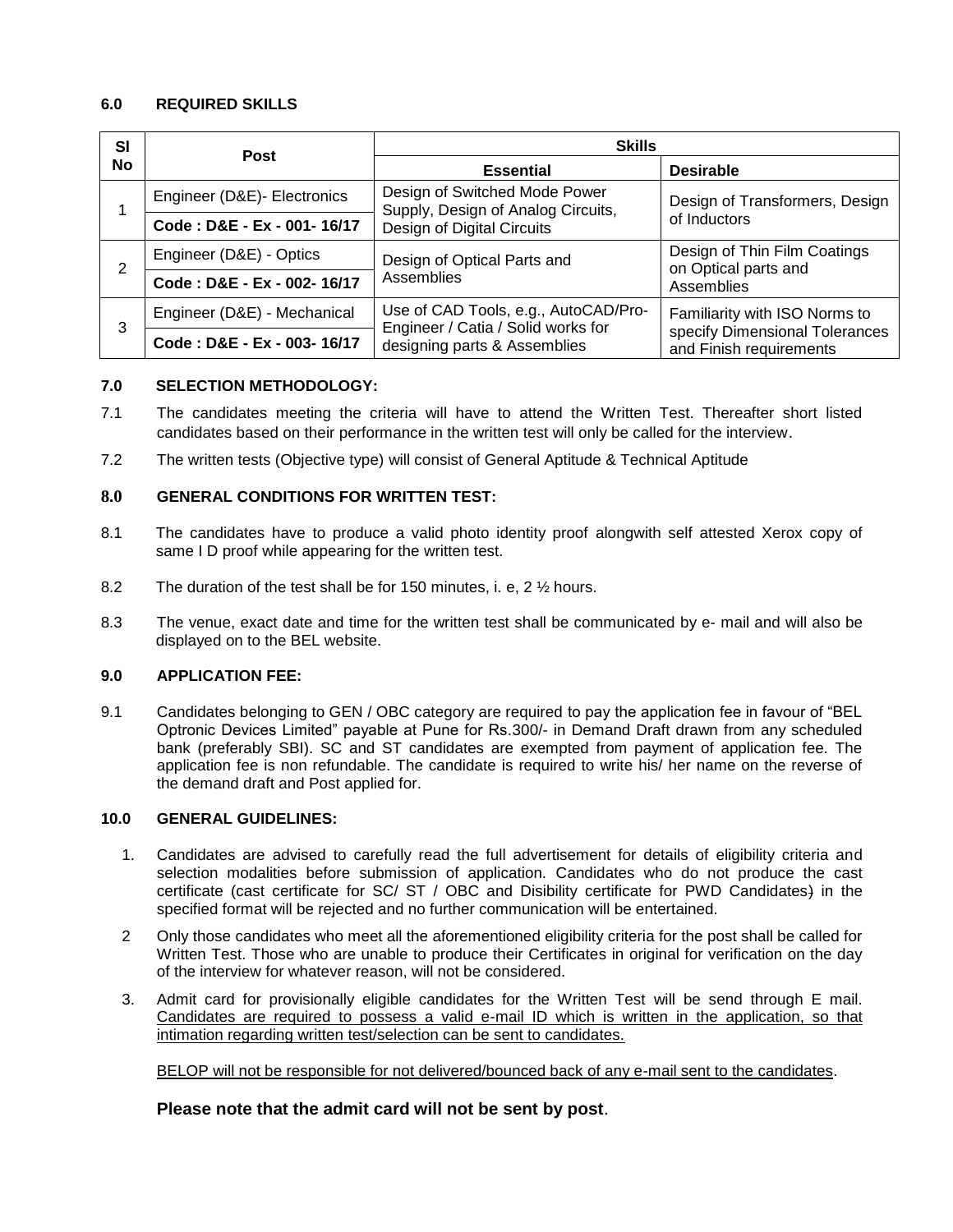### 6.0 REQUIRED SKILLS

| Sl No | Post | Skills | |
|---|---|---|---|
| | | **Essential** | **Desirable** |
| 1 | Engineer (D&E)- Electronics<br>**Code : D&E - Ex - 001- 16/17** | Design of Switched Mode Power Supply, Design of Analog Circuits, Design of Digital Circuits | Design of Transformers, Design of Inductors |
| 2 | Engineer (D&E) - Optics<br>**Code : D&E - Ex - 002- 16/17** | Design of Optical Parts and Assemblies | Design of Thin Film Coatings on Optical parts and Assemblies |
| 3 | Engineer (D&E) - Mechanical<br>**Code : D&E - Ex - 003- 16/17** | Use of CAD Tools, e.g., AutoCAD/Pro-Engineer / Catia / Solid works for designing parts & Assemblies | Familiarity with ISO Norms to specify Dimensional Tolerances and Finish requirements |

### 7.0 SELECTION METHODOLOGY:

7.1 The candidates meeting the criteria will have to attend the Written Test. Thereafter short listed candidates based on their performance in the written test will only be called for the interview.

7.2 The written tests (Objective type) will consist of General Aptitude & Technical Aptitude

### 8.0 GENERAL CONDITIONS FOR WRITTEN TEST:

8.1 The candidates have to produce a valid photo identity proof alongwith self attested Xerox copy of same I D proof while appearing for the written test.

8.2 The duration of the test shall be for 150 minutes, i. e, 2 ½ hours.

8.3 The venue, exact date and time for the written test shall be communicated by e- mail and will also be displayed on to the BEL website.

### 9.0 APPLICATION FEE:

9.1 Candidates belonging to GEN / OBC category are required to pay the application fee in favour of "BEL Optronic Devices Limited" payable at Pune for Rs.300/- in Demand Draft drawn from any scheduled bank (preferably SBI). SC and ST candidates are exempted from payment of application fee. The application fee is non refundable. The candidate is required to write his/ her name on the reverse of the demand draft and Post applied for.

### 10.0 GENERAL GUIDELINES:

1. Candidates are advised to carefully read the full advertisement for details of eligibility criteria and selection modalities before submission of application. Candidates who do not produce the cast certificate (cast certificate for SC/ ST / OBC and Disibility certificate for PWD Candidates) in the specified format will be rejected and no further communication will be entertained.

2 Only those candidates who meet all the aforementioned eligibility criteria for the post shall be called for Written Test. Those who are unable to produce their Certificates in original for verification on the day of the interview for whatever reason, will not be considered.

3. Admit card for provisionally eligible candidates for the Written Test will be send through E mail. <u>Candidates are required to possess a valid e-mail ID which is written in the application, so that intimation regarding written test/selection can be sent to candidates.</u>

   <u>BELOP will not be responsible for not delivered/bounced back of any e-mail sent to the candidates</u>.

   **Please note that the admit card will not be sent by post**.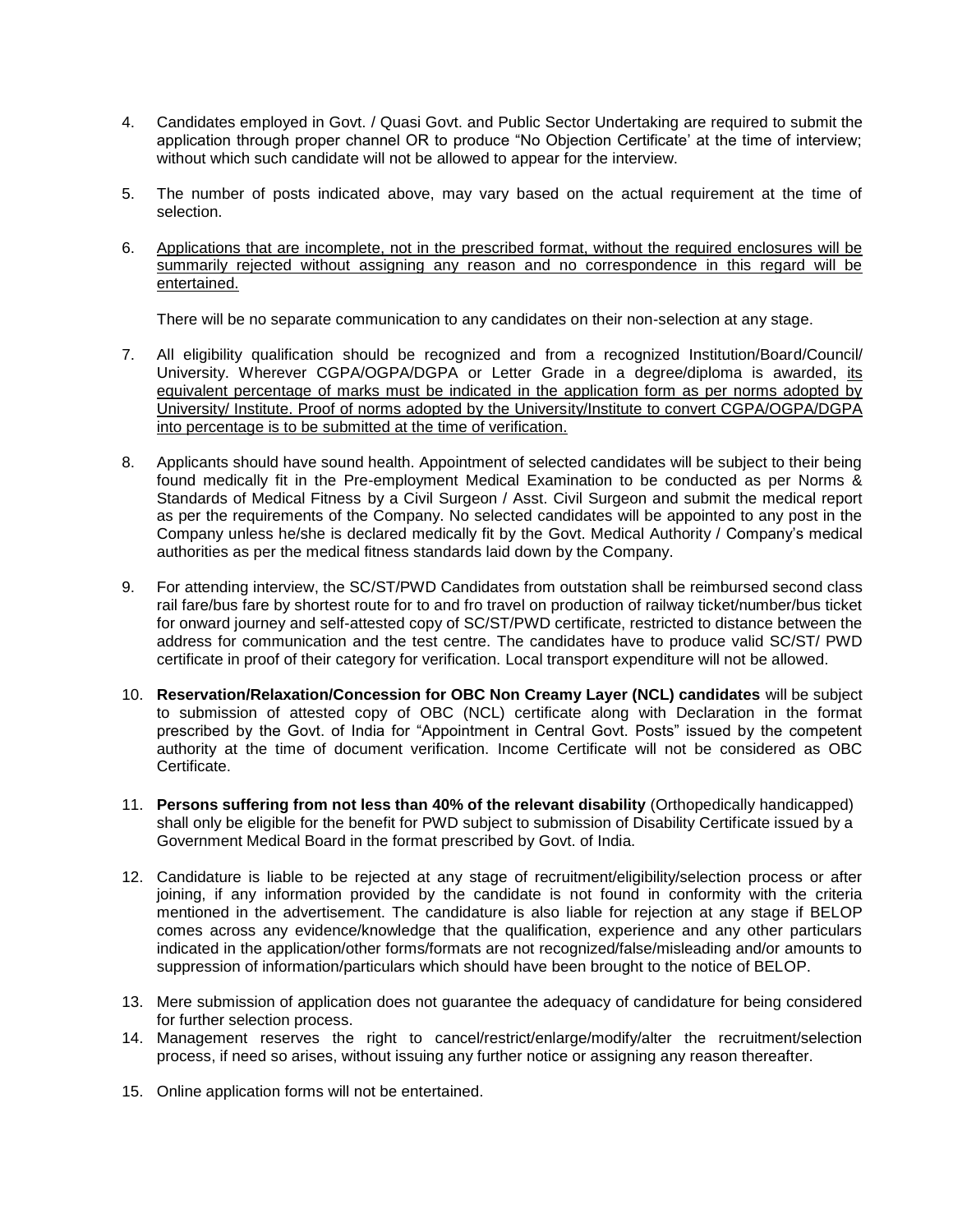4. Candidates employed in Govt. / Quasi Govt. and Public Sector Undertaking are required to submit the application through proper channel OR to produce "No Objection Certificate' at the time of interview; without which such candidate will not be allowed to appear for the interview.

5. The number of posts indicated above, may vary based on the actual requirement at the time of selection.

6. Applications that are incomplete, not in the prescribed format, without the required enclosures will be summarily rejected without assigning any reason and no correspondence in this regard will be entertained.

   There will be no separate communication to any candidates on their non-selection at any stage.

7. All eligibility qualification should be recognized and from a recognized Institution/Board/Council/ University. Wherever CGPA/OGPA/DGPA or Letter Grade in a degree/diploma is awarded, its equivalent percentage of marks must be indicated in the application form as per norms adopted by University/ Institute. Proof of norms adopted by the University/Institute to convert CGPA/OGPA/DGPA into percentage is to be submitted at the time of verification.

8. Applicants should have sound health. Appointment of selected candidates will be subject to their being found medically fit in the Pre-employment Medical Examination to be conducted as per Norms & Standards of Medical Fitness by a Civil Surgeon / Asst. Civil Surgeon and submit the medical report as per the requirements of the Company. No selected candidates will be appointed to any post in the Company unless he/she is declared medically fit by the Govt. Medical Authority / Company's medical authorities as per the medical fitness standards laid down by the Company.

9. For attending interview, the SC/ST/PWD Candidates from outstation shall be reimbursed second class rail fare/bus fare by shortest route for to and fro travel on production of railway ticket/number/bus ticket for onward journey and self-attested copy of SC/ST/PWD certificate, restricted to distance between the address for communication and the test centre. The candidates have to produce valid SC/ST/ PWD certificate in proof of their category for verification. Local transport expenditure will not be allowed.

10. **Reservation/Relaxation/Concession for OBC Non Creamy Layer (NCL) candidates** will be subject to submission of attested copy of OBC (NCL) certificate along with Declaration in the format prescribed by the Govt. of India for "Appointment in Central Govt. Posts" issued by the competent authority at the time of document verification. Income Certificate will not be considered as OBC Certificate.

11. **Persons suffering from not less than 40% of the relevant disability** (Orthopedically handicapped) shall only be eligible for the benefit for PWD subject to submission of Disability Certificate issued by a Government Medical Board in the format prescribed by Govt. of India.

12. Candidature is liable to be rejected at any stage of recruitment/eligibility/selection process or after joining, if any information provided by the candidate is not found in conformity with the criteria mentioned in the advertisement. The candidature is also liable for rejection at any stage if BELOP comes across any evidence/knowledge that the qualification, experience and any other particulars indicated in the application/other forms/formats are not recognized/false/misleading and/or amounts to suppression of information/particulars which should have been brought to the notice of BELOP.

13. Mere submission of application does not guarantee the adequacy of candidature for being considered for further selection process.

14. Management reserves the right to cancel/restrict/enlarge/modify/alter the recruitment/selection process, if need so arises, without issuing any further notice or assigning any reason thereafter.

15. Online application forms will not be entertained.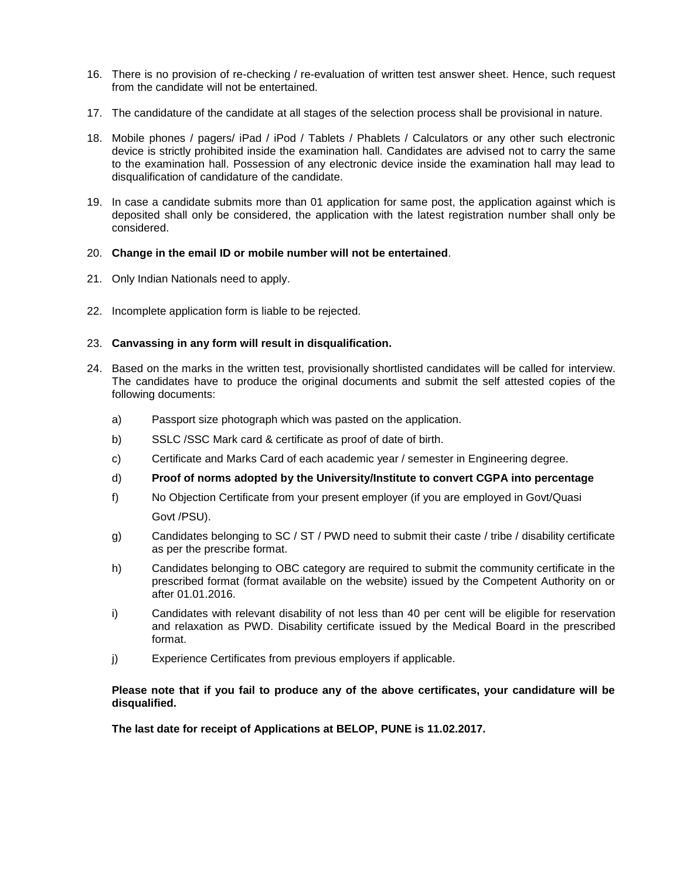16. There is no provision of re-checking / re-evaluation of written test answer sheet. Hence, such request from the candidate will not be entertained.

17. The candidature of the candidate at all stages of the selection process shall be provisional in nature.

18. Mobile phones / pagers/ iPad / iPod / Tablets / Phablets / Calculators or any other such electronic device is strictly prohibited inside the examination hall. Candidates are advised not to carry the same to the examination hall. Possession of any electronic device inside the examination hall may lead to disqualification of candidature of the candidate.

19. In case a candidate submits more than 01 application for same post, the application against which is deposited shall only be considered, the application with the latest registration number shall only be considered.

20. **Change in the email ID or mobile number will not be entertained**.

21. Only Indian Nationals need to apply.

22. Incomplete application form is liable to be rejected.

23. **Canvassing in any form will result in disqualification.**

24. Based on the marks in the written test, provisionally shortlisted candidates will be called for interview. The candidates have to produce the original documents and submit the self attested copies of the following documents:

    a) Passport size photograph which was pasted on the application.

    b) SSLC /SSC Mark card & certificate as proof of date of birth.

    c) Certificate and Marks Card of each academic year / semester in Engineering degree.

    d) **Proof of norms adopted by the University/Institute to convert CGPA into percentage**

    f) No Objection Certificate from your present employer (if you are employed in Govt/Quasi Govt /PSU).

    g) Candidates belonging to SC / ST / PWD need to submit their caste / tribe / disability certificate as per the prescribe format.

    h) Candidates belonging to OBC category are required to submit the community certificate in the prescribed format (format available on the website) issued by the Competent Authority on or after 01.01.2016.

    i) Candidates with relevant disability of not less than 40 per cent will be eligible for reservation and relaxation as PWD. Disability certificate issued by the Medical Board in the prescribed format.

    j) Experience Certificates from previous employers if applicable.

    **Please note that if you fail to produce any of the above certificates, your candidature will be disqualified.**

    **The last date for receipt of Applications at BELOP, PUNE is 11.02.2017.**